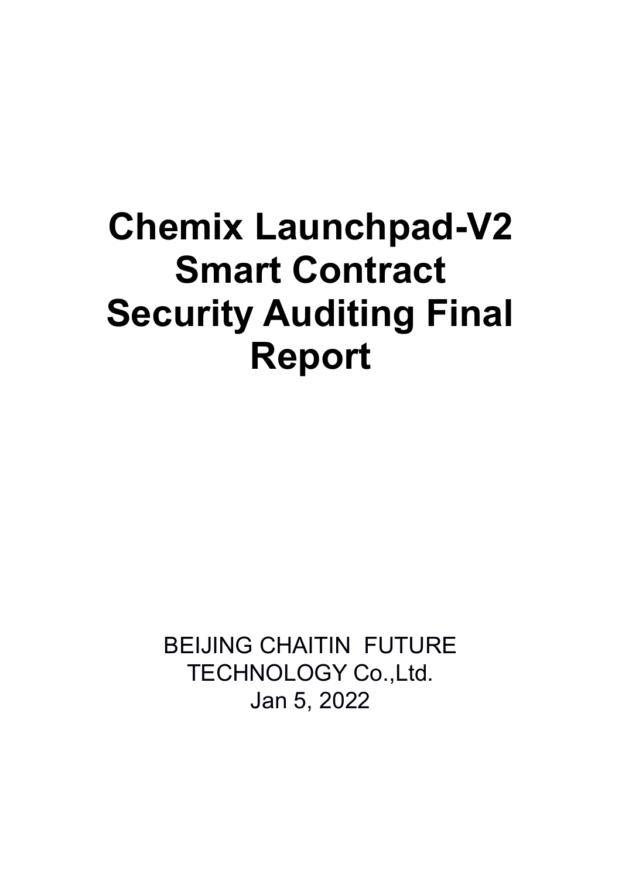# Chemix Launchpad-V2 Smart Contract Security Auditing Final Report

BEIJING CHAITIN FUTURE TECHNOLOGY Co.,Ltd.

Jan 5, 2022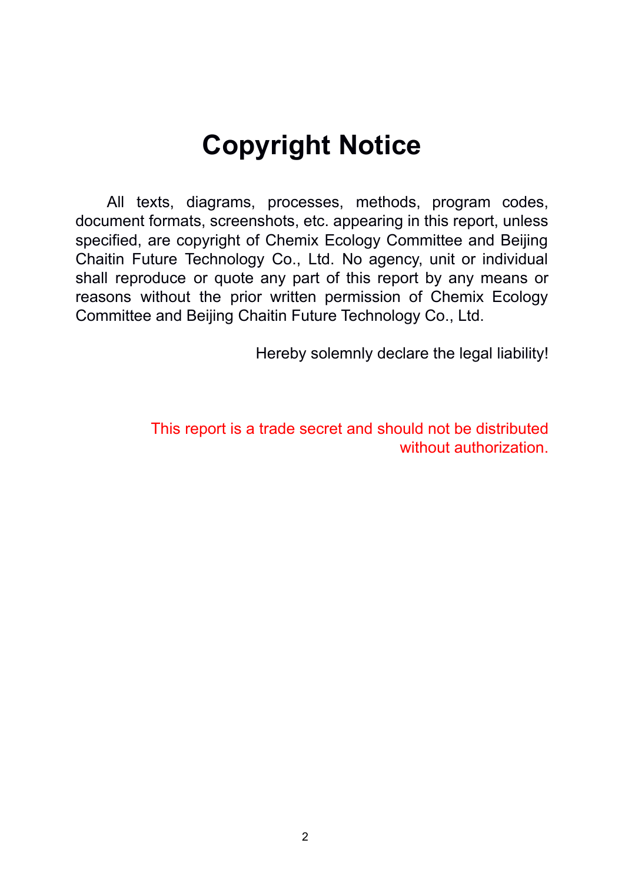# Copyright Notice

All texts, diagrams, processes, methods, program codes, document formats, screenshots, etc. appearing in this report, unless specified, are copyright of Chemix Ecology Committee and Beijing Chaitin Future Technology Co., Ltd. No agency, unit or individual shall reproduce or quote any part of this report by any means or reasons without the prior written permission of Chemix Ecology Committee and Beijing Chaitin Future Technology Co., Ltd.

Hereby solemnly declare the legal liability!

This report is a trade secret and should not be distributed without authorization.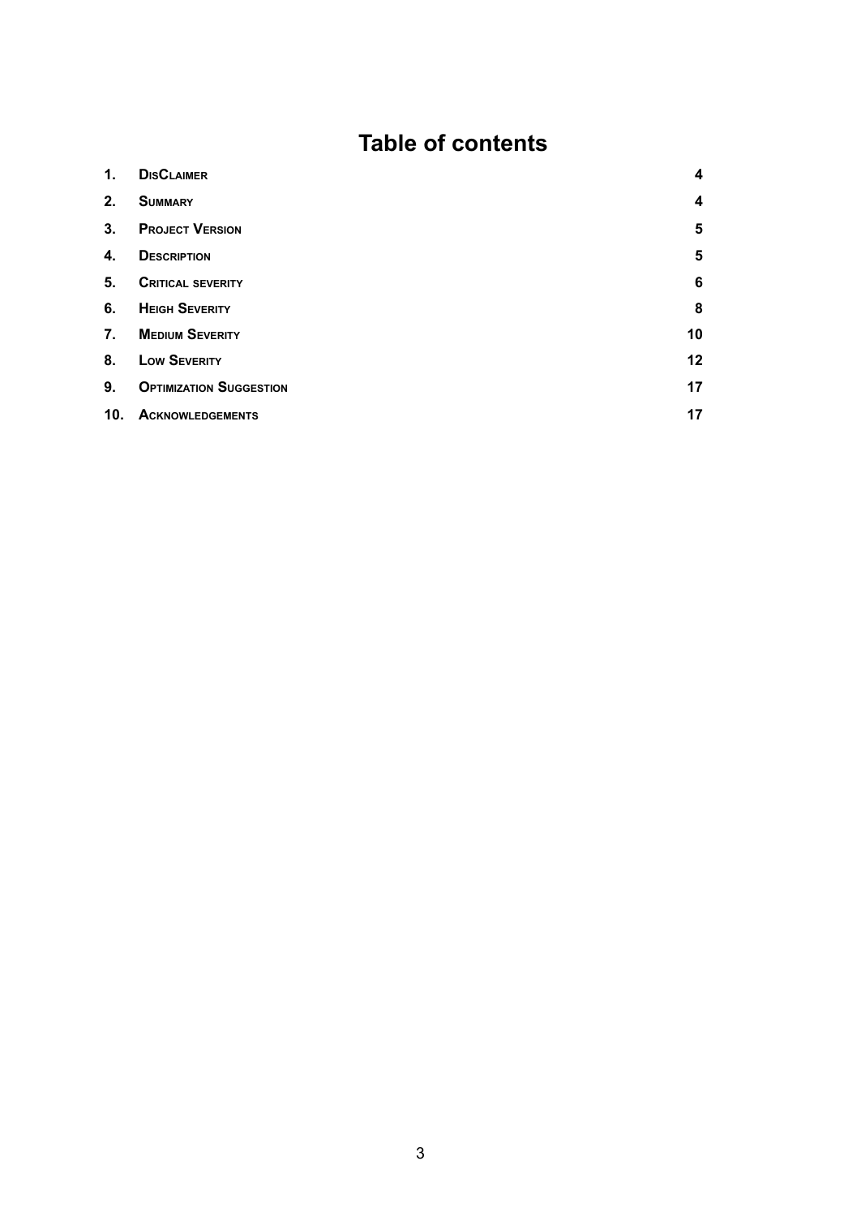# Table of contents

| | | |
|---|---|---|
| 1. | **DisClaimer** | 4 |
| 2. | **Summary** | 4 |
| 3. | **Project Version** | 5 |
| 4. | **Description** | 5 |
| 5. | **Critical severity** | 6 |
| 6. | **Heigh Severity** | 8 |
| 7. | **Medium Severity** | 10 |
| 8. | **Low Severity** | 12 |
| 9. | **Optimization Suggestion** | 17 |
| 10. | **Acknowledgements** | 17 |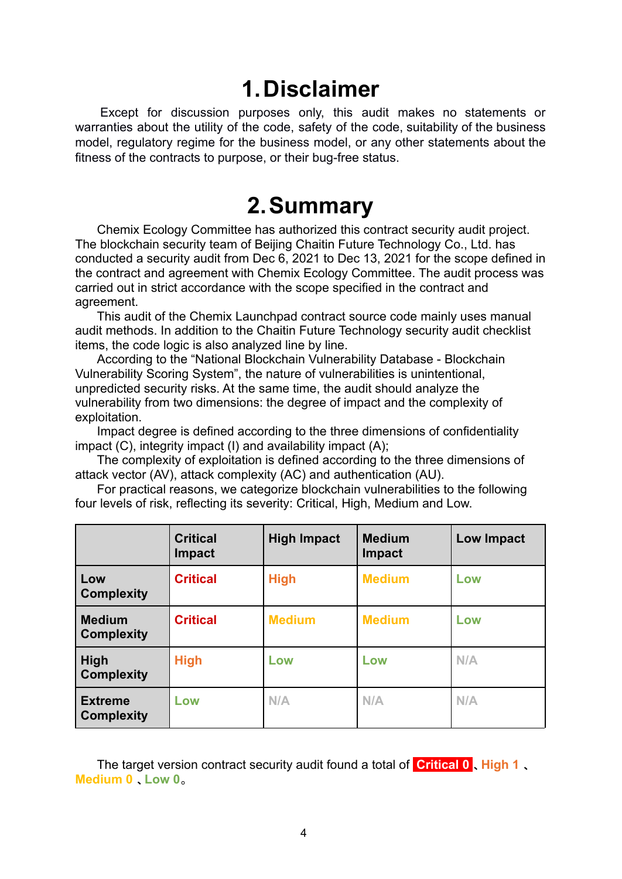# 1. Disclaimer

Except for discussion purposes only, this audit makes no statements or warranties about the utility of the code, safety of the code, suitability of the business model, regulatory regime for the business model, or any other statements about the fitness of the contracts to purpose, or their bug-free status.

# 2. Summary

Chemix Ecology Committee has authorized this contract security audit project. The blockchain security team of Beijing Chaitin Future Technology Co., Ltd. has conducted a security audit from Dec 6, 2021 to Dec 13, 2021 for the scope defined in the contract and agreement with Chemix Ecology Committee. The audit process was carried out in strict accordance with the scope specified in the contract and agreement.

This audit of the Chemix Launchpad contract source code mainly uses manual audit methods. In addition to the Chaitin Future Technology security audit checklist items, the code logic is also analyzed line by line.

According to the "National Blockchain Vulnerability Database - Blockchain Vulnerability Scoring System", the nature of vulnerabilities is unintentional, unpredicted security risks. At the same time, the audit should analyze the vulnerability from two dimensions: the degree of impact and the complexity of exploitation.

Impact degree is defined according to the three dimensions of confidentiality impact (C), integrity impact (I) and availability impact (A);

The complexity of exploitation is defined according to the three dimensions of attack vector (AV), attack complexity (AC) and authentication (AU).

For practical reasons, we categorize blockchain vulnerabilities to the following four levels of risk, reflecting its severity: Critical, High, Medium and Low.

| | **Critical Impact** | **High Impact** | **Medium Impact** | **Low Impact** |
|---|---|---|---|---|
| **Low Complexity** | Critical | High | Medium | Low |
| **Medium Complexity** | Critical | Medium | Medium | Low |
| **High Complexity** | High | Low | Low | N/A |
| **Extreme Complexity** | Low | N/A | N/A | N/A |

The target version contract security audit found a total of **Critical 0**、**High 1** 、**Medium 0** 、**Low 0**。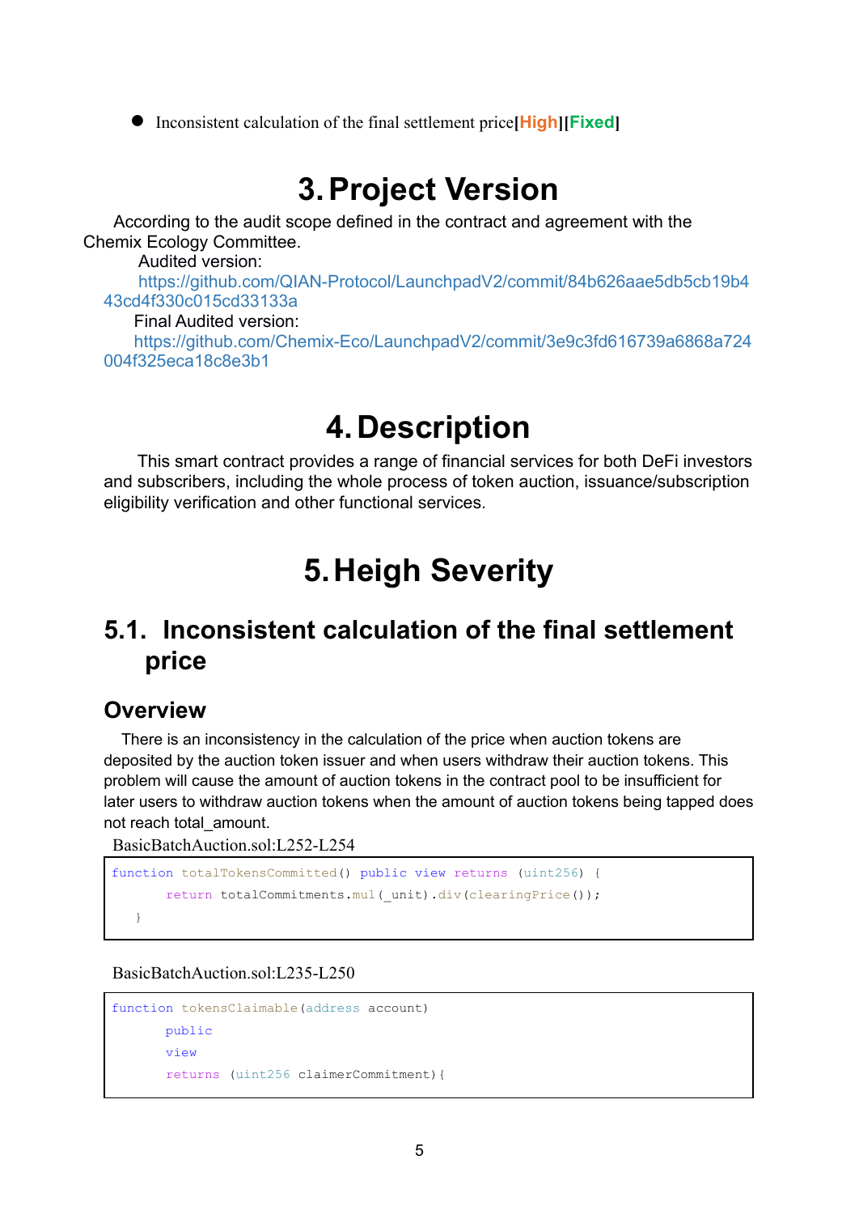- Inconsistent calculation of the final settlement price**[High][Fixed]**

# 3. Project Version

According to the audit scope defined in the contract and agreement with the Chemix Ecology Committee.

Audited version:
https://github.com/QIAN-Protocol/LaunchpadV2/commit/84b626aae5db5cb19b443cd4f330c015cd33133a

Final Audited version:
https://github.com/Chemix-Eco/LaunchpadV2/commit/3e9c3fd616739a6868a724004f325eca18c8e3b1

# 4. Description

This smart contract provides a range of financial services for both DeFi investors and subscribers, including the whole process of token auction, issuance/subscription eligibility verification and other functional services.

# 5. Heigh Severity

## 5.1. Inconsistent calculation of the final settlement price

### Overview

There is an inconsistency in the calculation of the price when auction tokens are deposited by the auction token issuer and when users withdraw their auction tokens. This problem will cause the amount of auction tokens in the contract pool to be insufficient for later users to withdraw auction tokens when the amount of auction tokens being tapped does not reach total_amount.

BasicBatchAuction.sol:L252-L254

```
function totalTokensCommitted() public view returns (uint256) {
      return totalCommitments.mul(_unit).div(clearingPrice());
  }
```

BasicBatchAuction.sol:L235-L250

```
function tokensClaimable(address account)
      public
      view
      returns (uint256 claimerCommitment){
```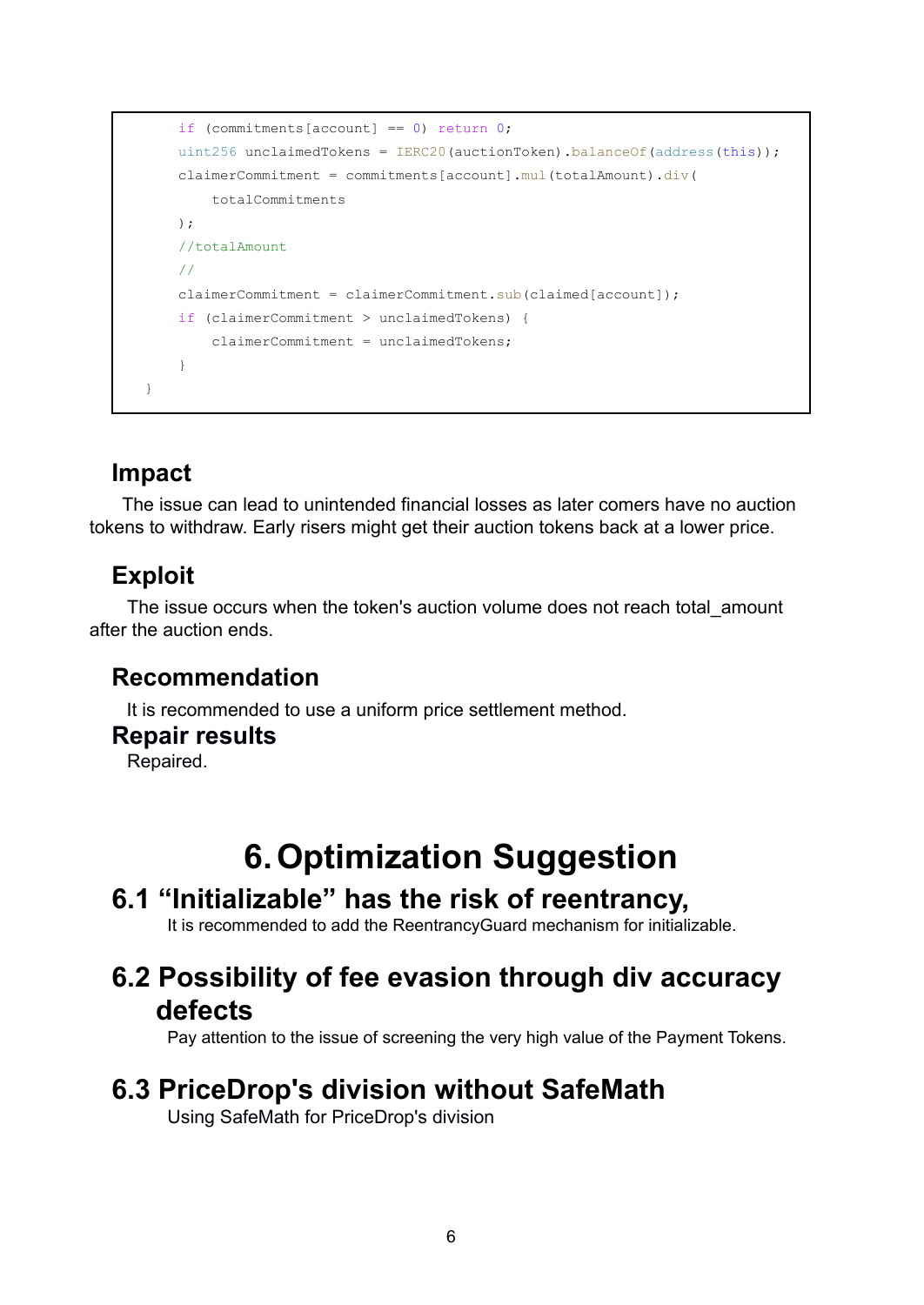```
        if (commitments[account] == 0) return 0;
        uint256 unclaimedTokens = IERC20(auctionToken).balanceOf(address(this));
        claimerCommitment = commitments[account].mul(totalAmount).div(
            totalCommitments
        );
        //totalAmount
        //
        claimerCommitment = claimerCommitment.sub(claimed[account]);
        if (claimerCommitment > unclaimedTokens) {
            claimerCommitment = unclaimedTokens;
        }
    }
```

### Impact

The issue can lead to unintended financial losses as later comers have no auction tokens to withdraw. Early risers might get their auction tokens back at a lower price.

### Exploit

The issue occurs when the token's auction volume does not reach total_amount after the auction ends.

### Recommendation

It is recommended to use a uniform price settlement method.

### Repair results

Repaired.

# 6. Optimization Suggestion

## 6.1 “Initializable” has the risk of reentrancy,

It is recommended to add the ReentrancyGuard mechanism for initializable.

## 6.2 Possibility of fee evasion through div accuracy defects

Pay attention to the issue of screening the very high value of the Payment Tokens.

## 6.3 PriceDrop's division without SafeMath

Using SafeMath for PriceDrop's division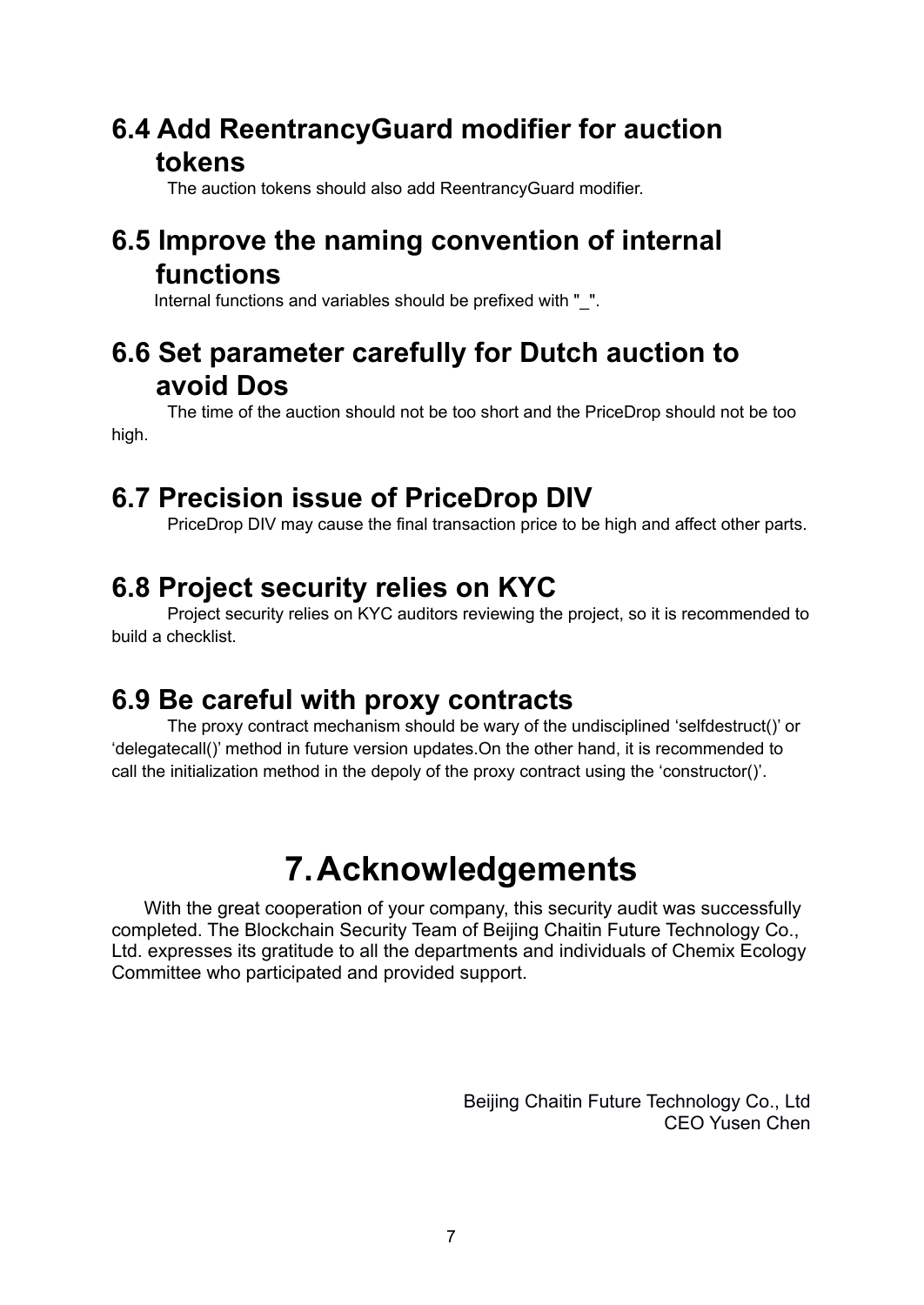## 6.4 Add ReentrancyGuard modifier for auction tokens

The auction tokens should also add ReentrancyGuard modifier.

## 6.5 Improve the naming convention of internal functions

Internal functions and variables should be prefixed with "_".

## 6.6 Set parameter carefully for Dutch auction to avoid Dos

The time of the auction should not be too short and the PriceDrop should not be too high.

## 6.7 Precision issue of PriceDrop DIV

PriceDrop DIV may cause the final transaction price to be high and affect other parts.

## 6.8 Project security relies on KYC

Project security relies on KYC auditors reviewing the project, so it is recommended to build a checklist.

## 6.9 Be careful with proxy contracts

The proxy contract mechanism should be wary of the undisciplined 'selfdestruct()' or 'delegatecall()' method in future version updates.On the other hand, it is recommended to call the initialization method in the depoly of the proxy contract using the 'constructor()'.

# 7. Acknowledgements

With the great cooperation of your company, this security audit was successfully completed. The Blockchain Security Team of Beijing Chaitin Future Technology Co., Ltd. expresses its gratitude to all the departments and individuals of Chemix Ecology Committee who participated and provided support.

Beijing Chaitin Future Technology Co., Ltd
CEO Yusen Chen